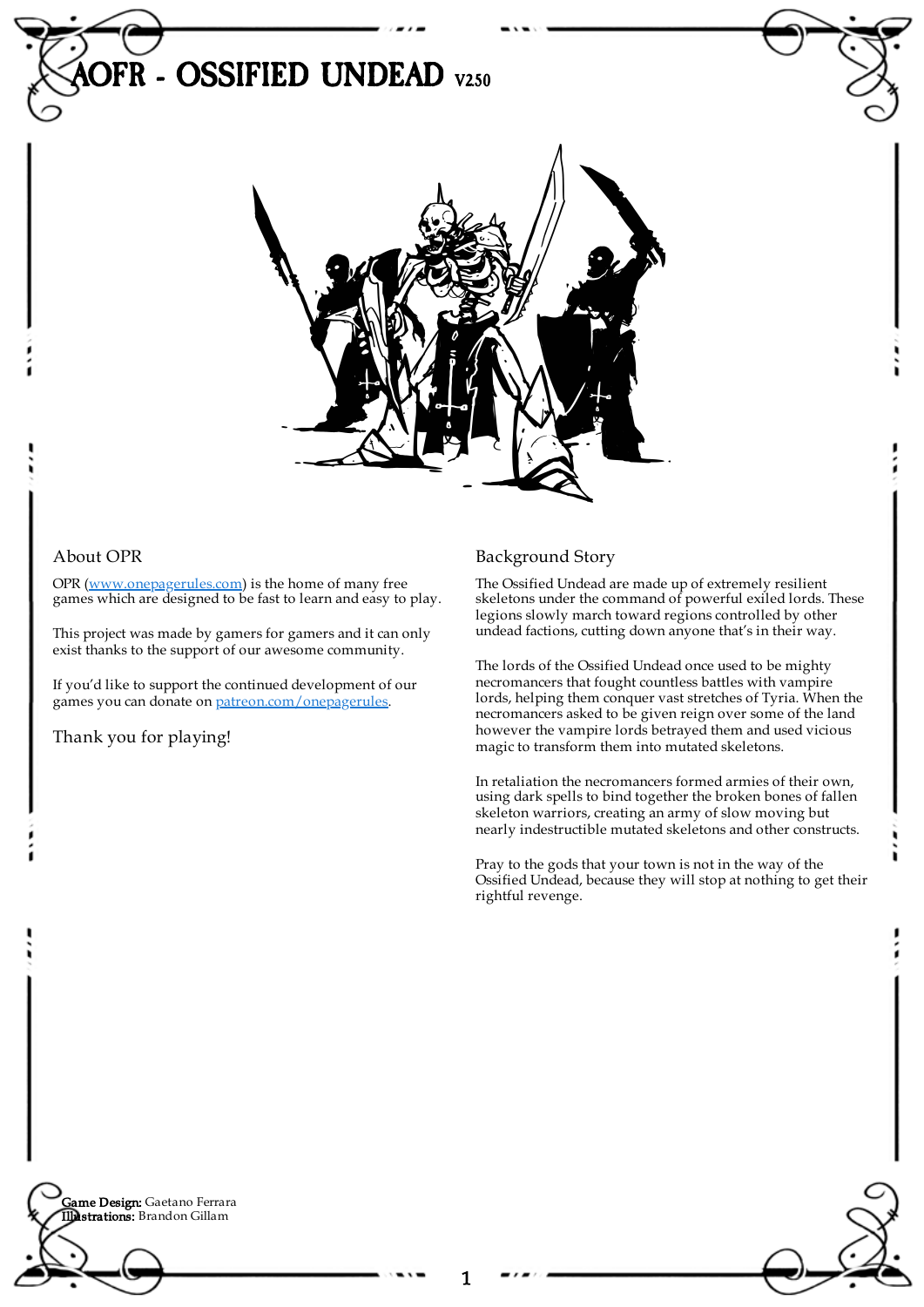# AOFR - OSSIFIED UNDEAD V2.50

## About OPR

OPR (www.onepagerules.com) is the home of many free games which are designed to be fast to learn and easy to play.

This project was made by gamers for gamers and it can only exist thanks to the support of our awesome community.

If you'd like to support the continued development of our games you can donate on patreon.com/onepagerules.

Thank you for playing!

## Background Story

The Ossified Undead are made up of extremely resilient skeletons under the command of powerful exiled lords. These legions slowly march toward regions controlled by other undead factions, cutting down anyone that's in their way.

The lords of the Ossified Undead once used to be mighty necromancers that fought countless battles with vampire lords, helping them conquer vast stretches of Tyria. When the necromancers asked to be given reign over some of the land however the vampire lords betrayed them and used vicious magic to transform them into mutated skeletons.

In retaliation the necromancers formed armies of their own, using dark spells to bind together the broken bones of fallen skeleton warriors, creating an army of slow moving but nearly indestructible mutated skeletons and other constructs.

Pray to the gods that your town is not in the way of the Ossified Undead, because they will stop at nothing to get their rightful revenge.

**Game Design:** Gaetano Ferrara
**Illustrations:** Brandon Gillam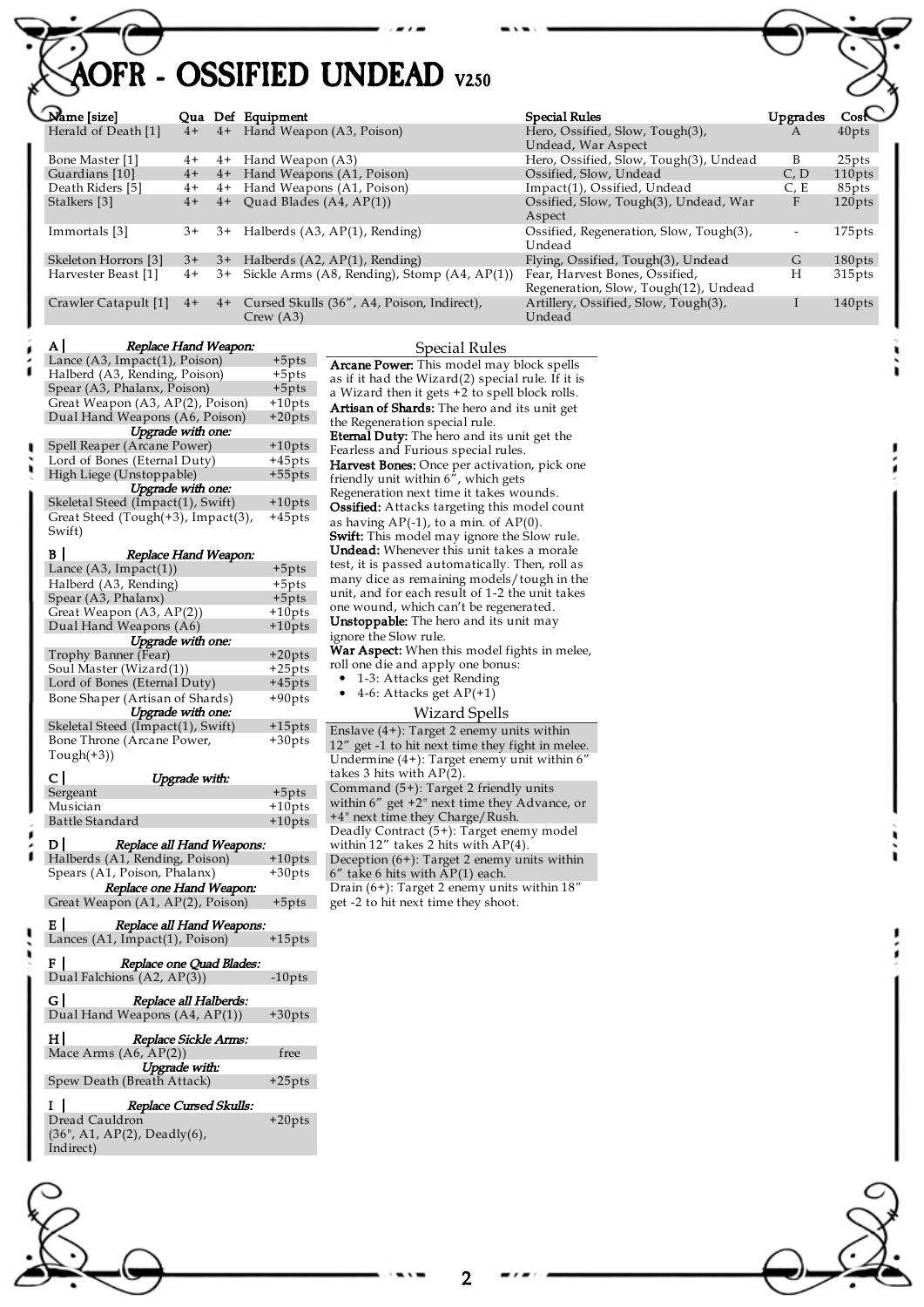# AOFR - OSSIFIED UNDEAD v2.50

| Name [size] | Qua | Def | Equipment | Special Rules | Upgrades | Cost |
|---|---|---|---|---|---|---|
| Herald of Death [1] | 4+ | 4+ | Hand Weapon (A3, Poison) | Hero, Ossified, Slow, Tough(3), Undead, War Aspect | A | 40pts |
| Bone Master [1] | 4+ | 4+ | Hand Weapon (A3) | Hero, Ossified, Slow, Tough(3), Undead | B | 25pts |
| Guardians [10] | 4+ | 4+ | Hand Weapons (A1, Poison) | Ossified, Slow, Undead | C, D | 110pts |
| Death Riders [5] | 4+ | 4+ | Hand Weapons (A1, Poison) | Impact(1), Ossified, Undead | C, E | 85pts |
| Stalkers [3] | 4+ | 4+ | Quad Blades (A4, AP(1)) | Ossified, Slow, Tough(3), Undead, War Aspect | F | 120pts |
| Immortals [3] | 3+ | 3+ | Halberds (A3, AP(1), Rending) | Ossified, Regeneration, Slow, Tough(3), Undead | - | 175pts |
| Skeleton Horrors [3] | 3+ | 3+ | Halberds (A2, AP(1), Rending) | Flying, Ossified, Tough(3), Undead | G | 180pts |
| Harvester Beast [1] | 4+ | 3+ | Sickle Arms (A8, Rending), Stomp (A4, AP(1)) | Fear, Harvest Bones, Ossified, Regeneration, Slow, Tough(12), Undead | H | 315pts |
| Crawler Catapult [1] | 4+ | 4+ | Cursed Skulls (36", A4, Poison, Indirect), Crew (A3) | Artillery, Ossified, Slow, Tough(3), Undead | I | 140pts |

| A | Replace Hand Weapon: |
|---|---|
| Lance (A3, Impact(1), Poison) | +5pts |
| Halberd (A3, Rending, Poison) | +5pts |
| Spear (A3, Phalanx, Poison) | +5pts |
| Great Weapon (A3, AP(2), Poison) | +10pts |
| Dual Hand Weapons (A6, Poison) | +20pts |
| *Upgrade with one:* | |
| Spell Reaper (Arcane Power) | +10pts |
| Lord of Bones (Eternal Duty) | +45pts |
| High Liege (Unstoppable) | +55pts |
| *Upgrade with one:* | |
| Skeletal Steed (Impact(1), Swift) | +10pts |
| Great Steed (Tough(+3), Impact(3), Swift) | +45pts |

| B | Replace Hand Weapon: |
|---|---|
| Lance (A3, Impact(1)) | +5pts |
| Halberd (A3, Rending) | +5pts |
| Spear (A3, Phalanx) | +5pts |
| Great Weapon (A3, AP(2)) | +10pts |
| Dual Hand Weapons (A6) | +10pts |
| *Upgrade with one:* | |
| Trophy Banner (Fear) | +20pts |
| Soul Master (Wizard(1)) | +25pts |
| Lord of Bones (Eternal Duty) | +45pts |
| Bone Shaper (Artisan of Shards) | +90pts |
| *Upgrade with one:* | |
| Skeletal Steed (Impact(1), Swift) | +15pts |
| Bone Throne (Arcane Power, Tough(+3)) | +30pts |

| C | Upgrade with: |
|---|---|
| Sergeant | +5pts |
| Musician | +10pts |
| Battle Standard | +10pts |

| D | Replace all Hand Weapons: |
|---|---|
| Halberds (A1, Rending, Poison) | +10pts |
| Spears (A1, Poison, Phalanx) | +30pts |
| *Replace one Hand Weapon:* | |
| Great Weapon (A1, AP(2), Poison) | +5pts |

| E | Replace all Hand Weapons: |
|---|---|
| Lances (A1, Impact(1), Poison) | +15pts |

| F | Replace one Quad Blades: |
|---|---|
| Dual Falchions (A2, AP(3)) | -10pts |

| G | Replace all Halberds: |
|---|---|
| Dual Hand Weapons (A4, AP(1)) | +30pts |

| H | Replace Sickle Arms: |
|---|---|
| Mace Arms (A6, AP(2)) | free |
| *Upgrade with:* | |
| Spew Death (Breath Attack) | +25pts |

| I | Replace Cursed Skulls: |
|---|---|
| Dread Cauldron (36", A1, AP(2), Deadly(6), Indirect) | +20pts |

## Special Rules

**Arcane Power:** This model may block spells as if it had the Wizard(2) special rule. If it is a Wizard then it gets +2 to spell block rolls.

**Artisan of Shards:** The hero and its unit get the Regeneration special rule.

**Eternal Duty:** The hero and its unit get the Fearless and Furious special rules.

**Harvest Bones:** Once per activation, pick one friendly unit within 6", which gets Regeneration next time it takes wounds.

**Ossified:** Attacks targeting this model count as having AP(-1), to a min. of AP(0).

**Swift:** This model may ignore the Slow rule.

**Undead:** Whenever this unit takes a morale test, it is passed automatically. Then, roll as many dice as remaining models/tough in the unit, and for each result of 1-2 the unit takes one wound, which can't be regenerated.

**Unstoppable:** The hero and its unit may ignore the Slow rule.

**War Aspect:** When this model fights in melee, roll one die and apply one bonus:

- 1-3: Attacks get Rending
- 4-6: Attacks get AP(+1)

## Wizard Spells

Enslave (4+): Target 2 enemy units within 12" get -1 to hit next time they fight in melee.

Undermine (4+): Target enemy unit within 6" takes 3 hits with AP(2).

Command (5+): Target 2 friendly units within 6" get +2" next time they Advance, or +4" next time they Charge/Rush.

Deadly Contract (5+): Target enemy model within 12" takes 2 hits with AP(4).

Deception (6+): Target 2 enemy units within 6" take 6 hits with AP(1) each.

Drain (6+): Target 2 enemy units within 18" get -2 to hit next time they shoot.